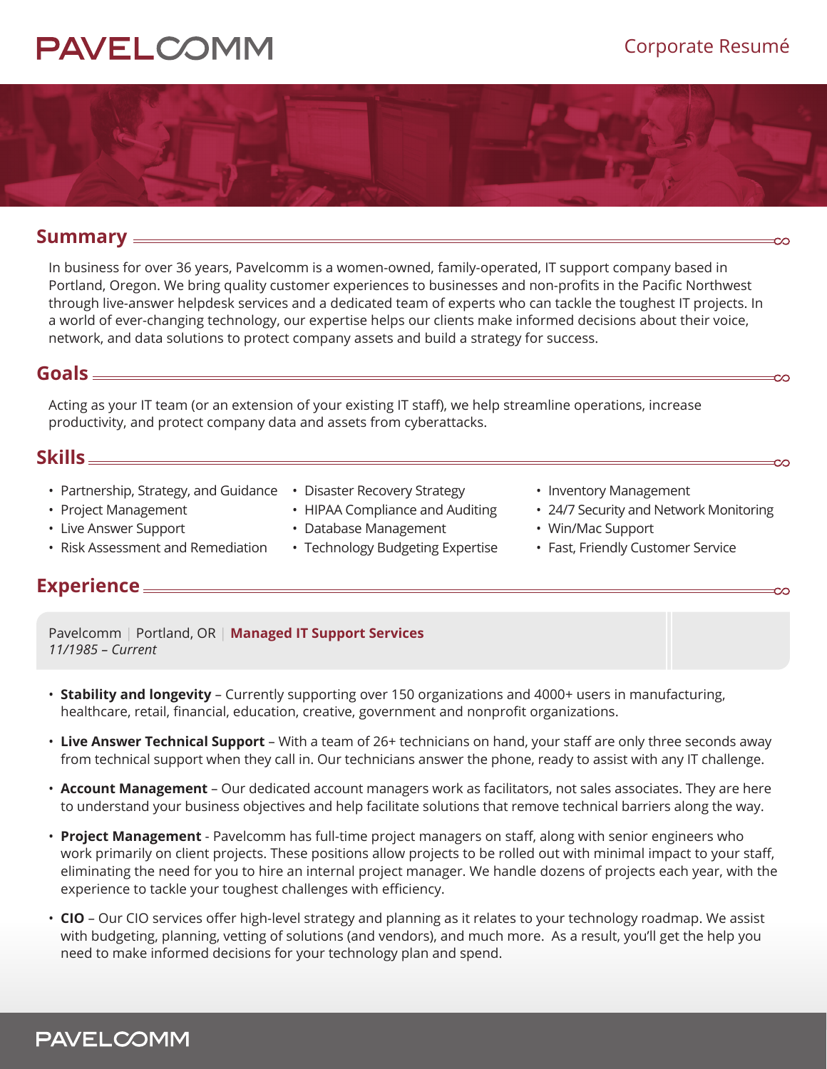# PAVELCOMM

Corporate Resumé

## Summary

In business for over 36 years, Pavelcomm is a women-owned, family-operated, IT support company based in Portland, Oregon. We bring quality customer experiences to businesses and non-profits in the Pacific Northwest through live-answer helpdesk services and a dedicated team of experts who can tackle the toughest IT projects. In a world of ever-changing technology, our expertise helps our clients make informed decisions about their voice, network, and data solutions to protect company assets and build a strategy for success.

## Goals

Acting as your IT team (or an extension of your existing IT staff), we help streamline operations, increase productivity, and protect company data and assets from cyberattacks.

## Skills

- Partnership, Strategy, and Guidance
- Project Management
- Live Answer Support
- Risk Assessment and Remediation
- Disaster Recovery Strategy
- HIPAA Compliance and Auditing
- Database Management
- Technology Budgeting Expertise
- Inventory Management
- 24/7 Security and Network Monitoring
- Win/Mac Support
- Fast, Friendly Customer Service

## Experience

Pavelcomm | Portland, OR | **Managed IT Support Services**
*11/1985 – Current*

- **Stability and longevity** – Currently supporting over 150 organizations and 4000+ users in manufacturing, healthcare, retail, financial, education, creative, government and nonprofit organizations.
- **Live Answer Technical Support** – With a team of 26+ technicians on hand, your staff are only three seconds away from technical support when they call in. Our technicians answer the phone, ready to assist with any IT challenge.
- **Account Management** – Our dedicated account managers work as facilitators, not sales associates. They are here to understand your business objectives and help facilitate solutions that remove technical barriers along the way.
- **Project Management** - Pavelcomm has full-time project managers on staff, along with senior engineers who work primarily on client projects. These positions allow projects to be rolled out with minimal impact to your staff, eliminating the need for you to hire an internal project manager. We handle dozens of projects each year, with the experience to tackle your toughest challenges with efficiency.
- **CIO** – Our CIO services offer high-level strategy and planning as it relates to your technology roadmap. We assist with budgeting, planning, vetting of solutions (and vendors), and much more. As a result, you'll get the help you need to make informed decisions for your technology plan and spend.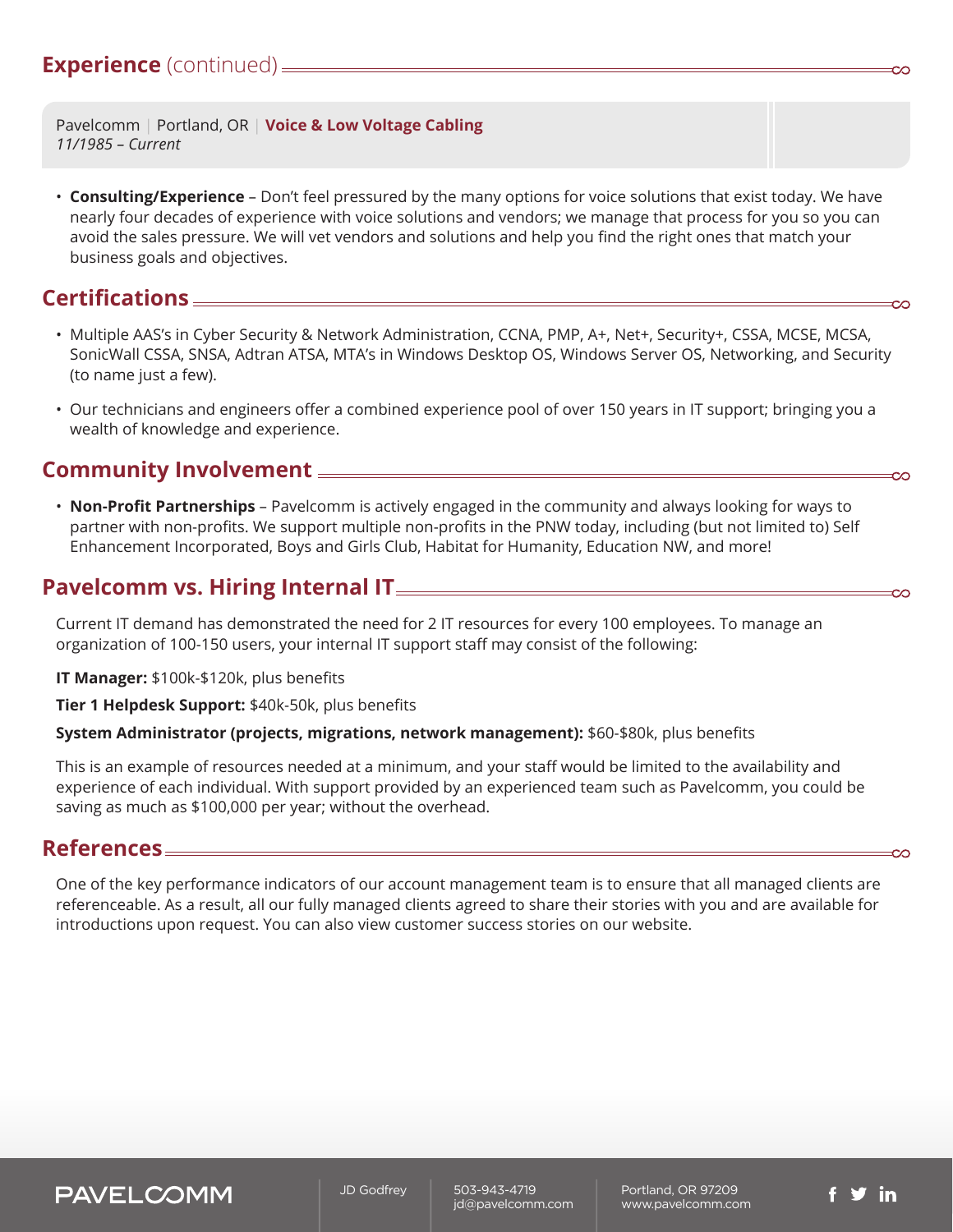## Experience (continued)

Pavelcomm | Portland, OR | **Voice & Low Voltage Cabling**
*11/1985 – Current*

- **Consulting/Experience** – Don't feel pressured by the many options for voice solutions that exist today. We have nearly four decades of experience with voice solutions and vendors; we manage that process for you so you can avoid the sales pressure. We will vet vendors and solutions and help you find the right ones that match your business goals and objectives.

## Certifications

- Multiple AAS's in Cyber Security & Network Administration, CCNA, PMP, A+, Net+, Security+, CSSA, MCSE, MCSA, SonicWall CSSA, SNSA, Adtran ATSA, MTA's in Windows Desktop OS, Windows Server OS, Networking, and Security (to name just a few).
- Our technicians and engineers offer a combined experience pool of over 150 years in IT support; bringing you a wealth of knowledge and experience.

## Community Involvement

- **Non-Profit Partnerships** – Pavelcomm is actively engaged in the community and always looking for ways to partner with non-profits. We support multiple non-profits in the PNW today, including (but not limited to) Self Enhancement Incorporated, Boys and Girls Club, Habitat for Humanity, Education NW, and more!

## Pavelcomm vs. Hiring Internal IT

Current IT demand has demonstrated the need for 2 IT resources for every 100 employees. To manage an organization of 100-150 users, your internal IT support staff may consist of the following:

**IT Manager:** $100k-$120k, plus benefits

**Tier 1 Helpdesk Support:** $40k-50k, plus benefits

**System Administrator (projects, migrations, network management):** $60-$80k, plus benefits

This is an example of resources needed at a minimum, and your staff would be limited to the availability and experience of each individual. With support provided by an experienced team such as Pavelcomm, you could be saving as much as $100,000 per year; without the overhead.

## References

One of the key performance indicators of our account management team is to ensure that all managed clients are referenceable. As a result, all our fully managed clients agreed to share their stories with you and are available for introductions upon request. You can also view customer success stories on our website.

PAVELCOMM | JD Godfrey | 503-943-4719 jd@pavelcomm.com | Portland, OR 97209 www.pavelcomm.com